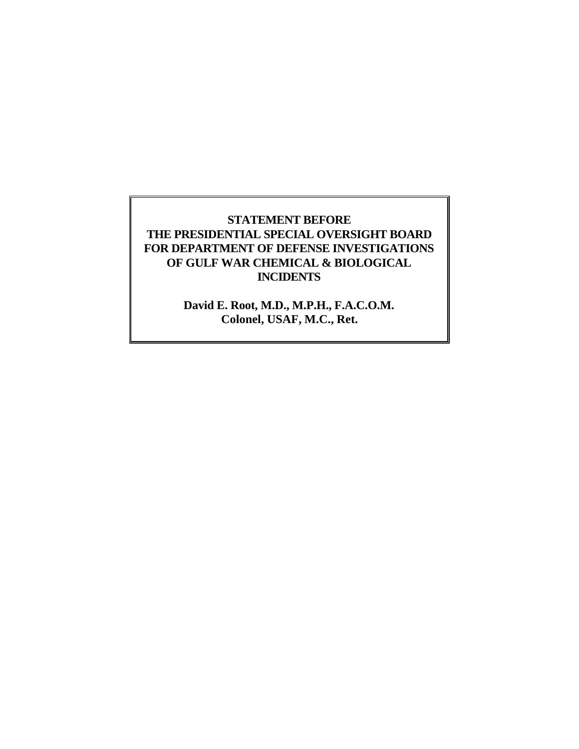**STATEMENT BEFORE**
**THE PRESIDENTIAL SPECIAL OVERSIGHT BOARD**
**FOR DEPARTMENT OF DEFENSE INVESTIGATIONS**
**OF GULF WAR CHEMICAL & BIOLOGICAL INCIDENTS**

**David E. Root, M.D., M.P.H., F.A.C.O.M.**
**Colonel, USAF, M.C., Ret.**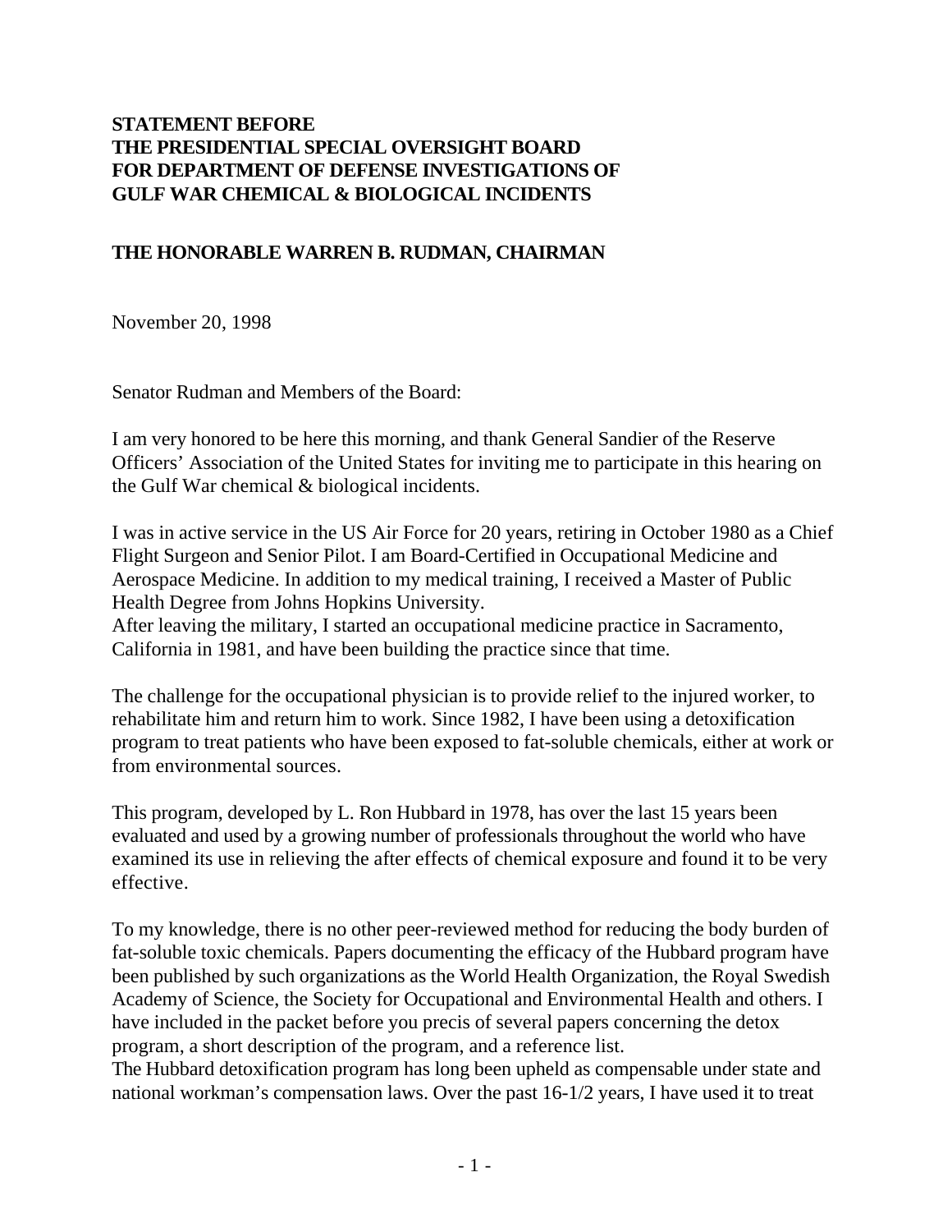**STATEMENT BEFORE**
**THE PRESIDENTIAL SPECIAL OVERSIGHT BOARD**
**FOR DEPARTMENT OF DEFENSE INVESTIGATIONS OF**
**GULF WAR CHEMICAL & BIOLOGICAL INCIDENTS**

**THE HONORABLE WARREN B. RUDMAN, CHAIRMAN**

November 20, 1998

Senator Rudman and Members of the Board:

I am very honored to be here this morning, and thank General Sandier of the Reserve Officers' Association of the United States for inviting me to participate in this hearing on the Gulf War chemical & biological incidents.

I was in active service in the US Air Force for 20 years, retiring in October 1980 as a Chief Flight Surgeon and Senior Pilot. I am Board-Certified in Occupational Medicine and Aerospace Medicine. In addition to my medical training, I received a Master of Public Health Degree from Johns Hopkins University.
After leaving the military, I started an occupational medicine practice in Sacramento, California in 1981, and have been building the practice since that time.

The challenge for the occupational physician is to provide relief to the injured worker, to rehabilitate him and return him to work. Since 1982, I have been using a detoxification program to treat patients who have been exposed to fat-soluble chemicals, either at work or from environmental sources.

This program, developed by L. Ron Hubbard in 1978, has over the last 15 years been evaluated and used by a growing number of professionals throughout the world who have examined its use in relieving the after effects of chemical exposure and found it to be very effective.

To my knowledge, there is no other peer-reviewed method for reducing the body burden of fat-soluble toxic chemicals. Papers documenting the efficacy of the Hubbard program have been published by such organizations as the World Health Organization, the Royal Swedish Academy of Science, the Society for Occupational and Environmental Health and others. I have included in the packet before you precis of several papers concerning the detox program, a short description of the program, and a reference list.
The Hubbard detoxification program has long been upheld as compensable under state and national workman's compensation laws. Over the past 16-1/2 years, I have used it to treat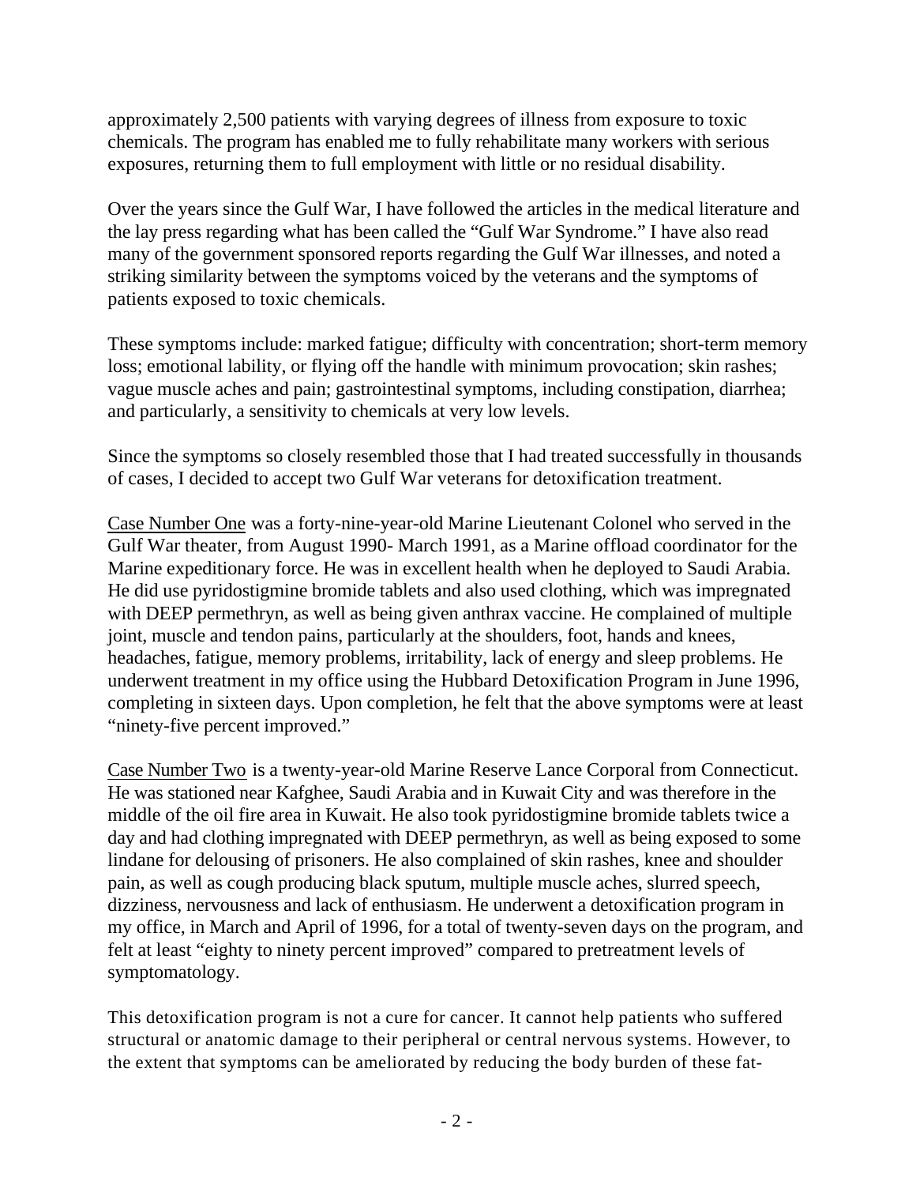approximately 2,500 patients with varying degrees of illness from exposure to toxic chemicals. The program has enabled me to fully rehabilitate many workers with serious exposures, returning them to full employment with little or no residual disability.

Over the years since the Gulf War, I have followed the articles in the medical literature and the lay press regarding what has been called the "Gulf War Syndrome." I have also read many of the government sponsored reports regarding the Gulf War illnesses, and noted a striking similarity between the symptoms voiced by the veterans and the symptoms of patients exposed to toxic chemicals.

These symptoms include: marked fatigue; difficulty with concentration; short-term memory loss; emotional lability, or flying off the handle with minimum provocation; skin rashes; vague muscle aches and pain; gastrointestinal symptoms, including constipation, diarrhea; and particularly, a sensitivity to chemicals at very low levels.

Since the symptoms so closely resembled those that I had treated successfully in thousands of cases, I decided to accept two Gulf War veterans for detoxification treatment.

Case Number One was a forty-nine-year-old Marine Lieutenant Colonel who served in the Gulf War theater, from August 1990- March 1991, as a Marine offload coordinator for the Marine expeditionary force. He was in excellent health when he deployed to Saudi Arabia. He did use pyridostigmine bromide tablets and also used clothing, which was impregnated with DEEP permethryn, as well as being given anthrax vaccine. He complained of multiple joint, muscle and tendon pains, particularly at the shoulders, foot, hands and knees, headaches, fatigue, memory problems, irritability, lack of energy and sleep problems. He underwent treatment in my office using the Hubbard Detoxification Program in June 1996, completing in sixteen days. Upon completion, he felt that the above symptoms were at least "ninety-five percent improved."

Case Number Two is a twenty-year-old Marine Reserve Lance Corporal from Connecticut. He was stationed near Kafghee, Saudi Arabia and in Kuwait City and was therefore in the middle of the oil fire area in Kuwait. He also took pyridostigmine bromide tablets twice a day and had clothing impregnated with DEEP permethryn, as well as being exposed to some lindane for delousing of prisoners. He also complained of skin rashes, knee and shoulder pain, as well as cough producing black sputum, multiple muscle aches, slurred speech, dizziness, nervousness and lack of enthusiasm. He underwent a detoxification program in my office, in March and April of 1996, for a total of twenty-seven days on the program, and felt at least "eighty to ninety percent improved" compared to pretreatment levels of symptomatology.

This detoxification program is not a cure for cancer. It cannot help patients who suffered structural or anatomic damage to their peripheral or central nervous systems. However, to the extent that symptoms can be ameliorated by reducing the body burden of these fat-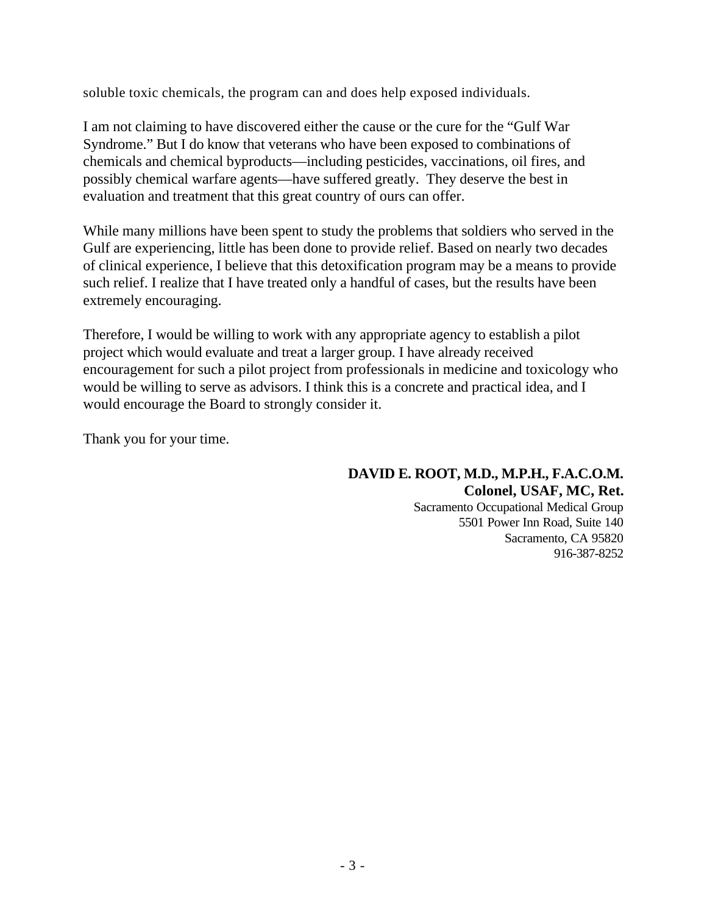soluble toxic chemicals, the program can and does help exposed individuals.

I am not claiming to have discovered either the cause or the cure for the "Gulf War Syndrome." But I do know that veterans who have been exposed to combinations of chemicals and chemical byproducts—including pesticides, vaccinations, oil fires, and possibly chemical warfare agents—have suffered greatly. They deserve the best in evaluation and treatment that this great country of ours can offer.

While many millions have been spent to study the problems that soldiers who served in the Gulf are experiencing, little has been done to provide relief. Based on nearly two decades of clinical experience, I believe that this detoxification program may be a means to provide such relief. I realize that I have treated only a handful of cases, but the results have been extremely encouraging.

Therefore, I would be willing to work with any appropriate agency to establish a pilot project which would evaluate and treat a larger group. I have already received encouragement for such a pilot project from professionals in medicine and toxicology who would be willing to serve as advisors. I think this is a concrete and practical idea, and I would encourage the Board to strongly consider it.

Thank you for your time.

**DAVID E. ROOT, M.D., M.P.H., F.A.C.O.M.**
**Colonel, USAF, MC, Ret.**
Sacramento Occupational Medical Group
5501 Power Inn Road, Suite 140
Sacramento, CA 95820
916-387-8252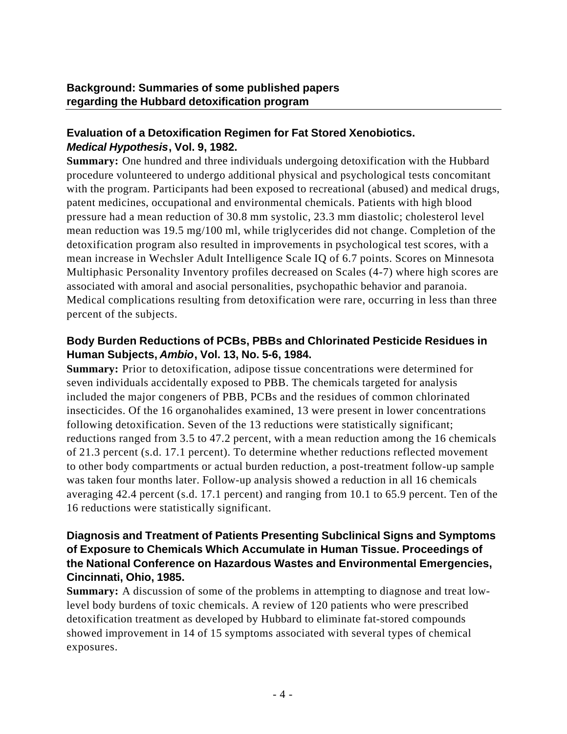## Background: Summaries of some published papers regarding the Hubbard detoxification program

### Evaluation of a Detoxification Regimen for Fat Stored Xenobiotics. *Medical Hypothesis*, Vol. 9, 1982.

**Summary:** One hundred and three individuals undergoing detoxification with the Hubbard procedure volunteered to undergo additional physical and psychological tests concomitant with the program. Participants had been exposed to recreational (abused) and medical drugs, patent medicines, occupational and environmental chemicals. Patients with high blood pressure had a mean reduction of 30.8 mm systolic, 23.3 mm diastolic; cholesterol level mean reduction was 19.5 mg/100 ml, while triglycerides did not change. Completion of the detoxification program also resulted in improvements in psychological test scores, with a mean increase in Wechsler Adult Intelligence Scale IQ of 6.7 points. Scores on Minnesota Multiphasic Personality Inventory profiles decreased on Scales (4-7) where high scores are associated with amoral and asocial personalities, psychopathic behavior and paranoia. Medical complications resulting from detoxification were rare, occurring in less than three percent of the subjects.

### Body Burden Reductions of PCBs, PBBs and Chlorinated Pesticide Residues in Human Subjects, *Ambio*, Vol. 13, No. 5-6, 1984.

**Summary:** Prior to detoxification, adipose tissue concentrations were determined for seven individuals accidentally exposed to PBB. The chemicals targeted for analysis included the major congeners of PBB, PCBs and the residues of common chlorinated insecticides. Of the 16 organohalides examined, 13 were present in lower concentrations following detoxification. Seven of the 13 reductions were statistically significant; reductions ranged from 3.5 to 47.2 percent, with a mean reduction among the 16 chemicals of 21.3 percent (s.d. 17.1 percent). To determine whether reductions reflected movement to other body compartments or actual burden reduction, a post-treatment follow-up sample was taken four months later. Follow-up analysis showed a reduction in all 16 chemicals averaging 42.4 percent (s.d. 17.1 percent) and ranging from 10.1 to 65.9 percent. Ten of the 16 reductions were statistically significant.

### Diagnosis and Treatment of Patients Presenting Subclinical Signs and Symptoms of Exposure to Chemicals Which Accumulate in Human Tissue. Proceedings of the National Conference on Hazardous Wastes and Environmental Emergencies, Cincinnati, Ohio, 1985.

**Summary:** A discussion of some of the problems in attempting to diagnose and treat low-level body burdens of toxic chemicals. A review of 120 patients who were prescribed detoxification treatment as developed by Hubbard to eliminate fat-stored compounds showed improvement in 14 of 15 symptoms associated with several types of chemical exposures.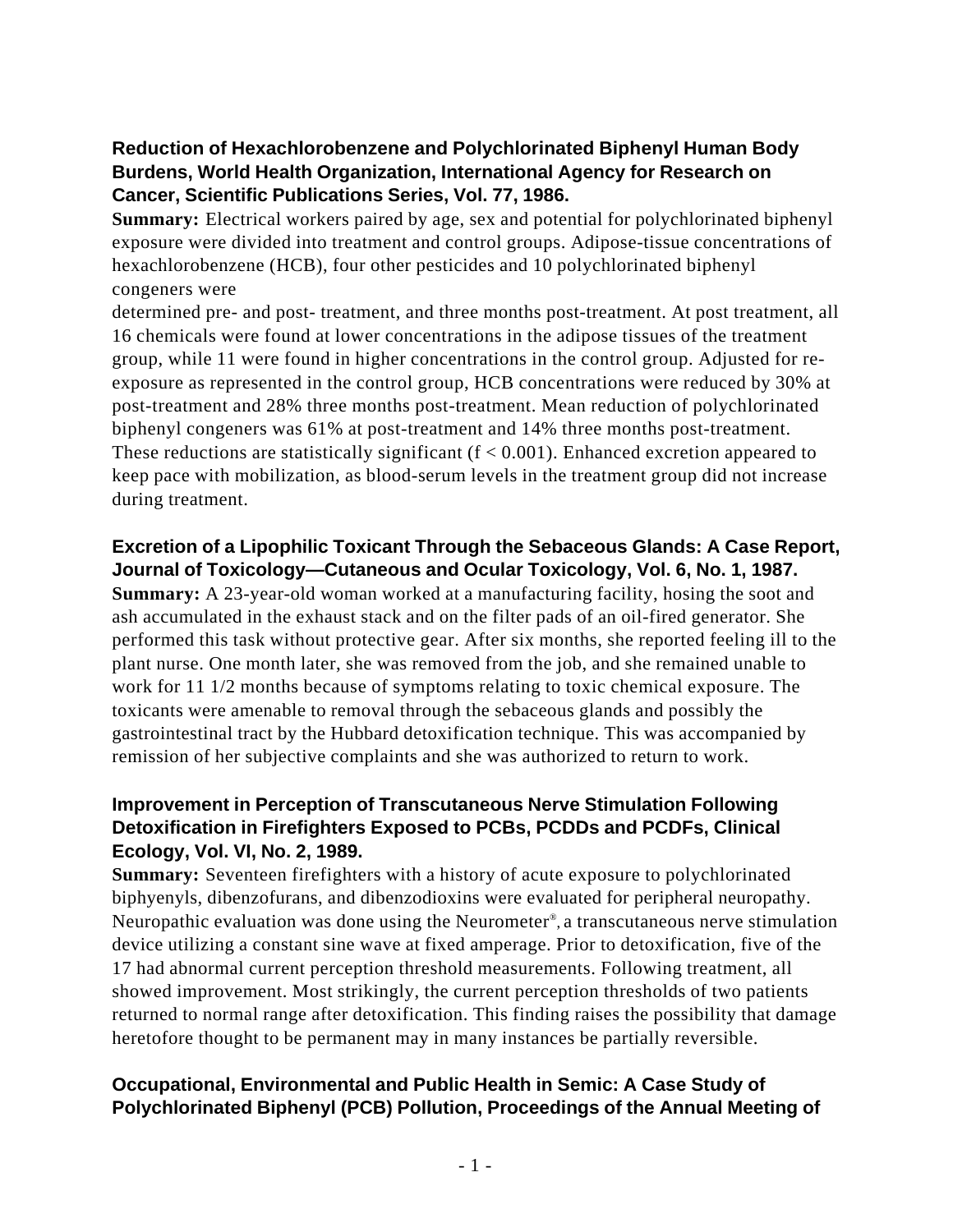**Reduction of Hexachlorobenzene and Polychlorinated Biphenyl Human Body Burdens, World Health Organization, International Agency for Research on Cancer, Scientific Publications Series, Vol. 77, 1986.**

**Summary:** Electrical workers paired by age, sex and potential for polychlorinated biphenyl exposure were divided into treatment and control groups. Adipose-tissue concentrations of hexachlorobenzene (HCB), four other pesticides and 10 polychlorinated biphenyl congeners were determined pre- and post- treatment, and three months post-treatment. At post treatment, all 16 chemicals were found at lower concentrations in the adipose tissues of the treatment group, while 11 were found in higher concentrations in the control group. Adjusted for re-exposure as represented in the control group, HCB concentrations were reduced by 30% at post-treatment and 28% three months post-treatment. Mean reduction of polychlorinated biphenyl congeners was 61% at post-treatment and 14% three months post-treatment. These reductions are statistically significant ($f < 0.001$). Enhanced excretion appeared to keep pace with mobilization, as blood-serum levels in the treatment group did not increase during treatment.

**Excretion of a Lipophilic Toxicant Through the Sebaceous Glands: A Case Report, Journal of Toxicology—Cutaneous and Ocular Toxicology, Vol. 6, No. 1, 1987.**

**Summary:** A 23-year-old woman worked at a manufacturing facility, hosing the soot and ash accumulated in the exhaust stack and on the filter pads of an oil-fired generator. She performed this task without protective gear. After six months, she reported feeling ill to the plant nurse. One month later, she was removed from the job, and she remained unable to work for 11 1/2 months because of symptoms relating to toxic chemical exposure. The toxicants were amenable to removal through the sebaceous glands and possibly the gastrointestinal tract by the Hubbard detoxification technique. This was accompanied by remission of her subjective complaints and she was authorized to return to work.

**Improvement in Perception of Transcutaneous Nerve Stimulation Following Detoxification in Firefighters Exposed to PCBs, PCDDs and PCDFs, Clinical Ecology, Vol. VI, No. 2, 1989.**

**Summary:** Seventeen firefighters with a history of acute exposure to polychlorinated biphyenyls, dibenzofurans, and dibenzodioxins were evaluated for peripheral neuropathy. Neuropathic evaluation was done using the Neurometer®, a transcutaneous nerve stimulation device utilizing a constant sine wave at fixed amperage. Prior to detoxification, five of the 17 had abnormal current perception threshold measurements. Following treatment, all showed improvement. Most strikingly, the current perception thresholds of two patients returned to normal range after detoxification. This finding raises the possibility that damage heretofore thought to be permanent may in many instances be partially reversible.

**Occupational, Environmental and Public Health in Semic: A Case Study of Polychlorinated Biphenyl (PCB) Pollution, Proceedings of the Annual Meeting of**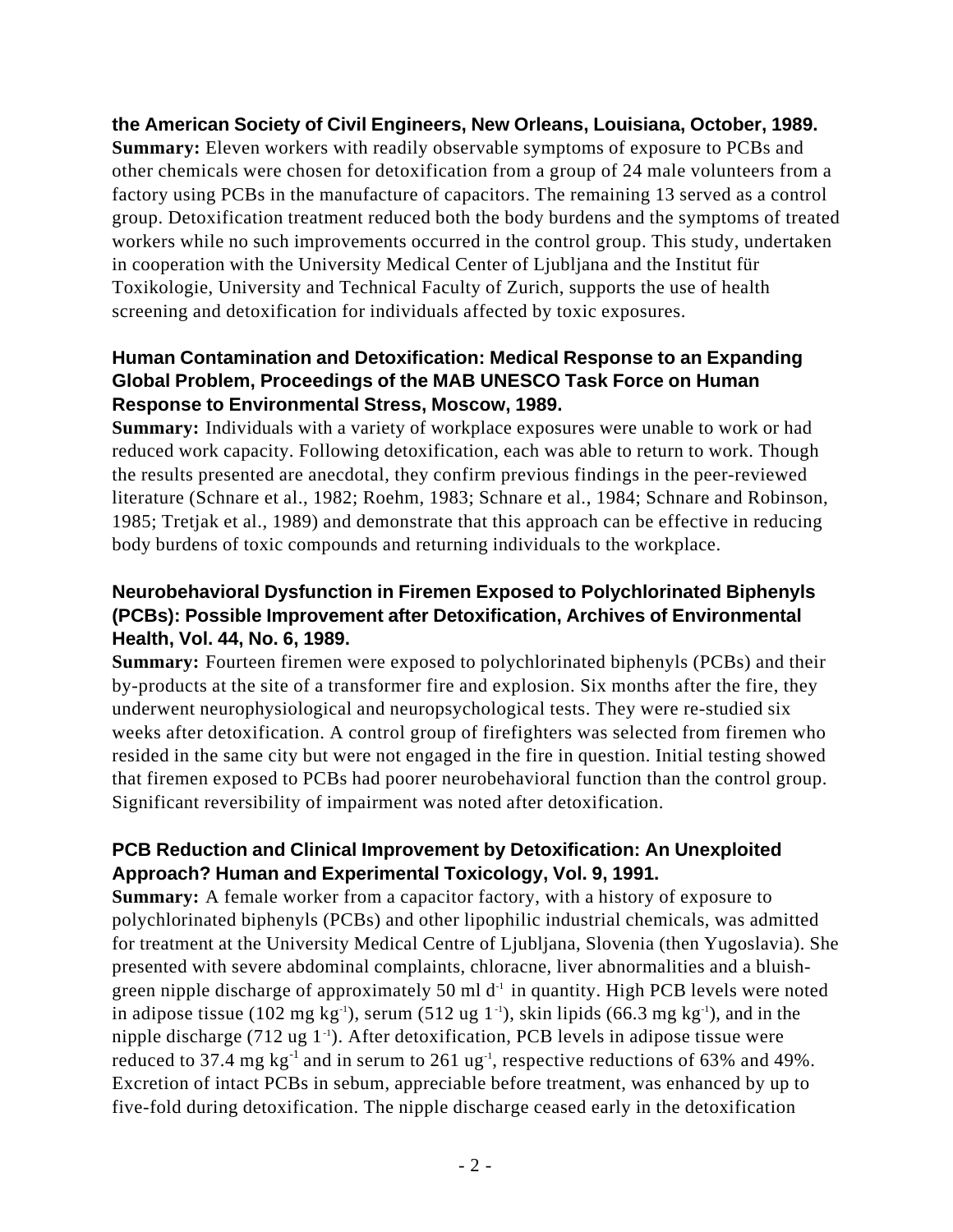### the American Society of Civil Engineers, New Orleans, Louisiana, October, 1989.

**Summary:** Eleven workers with readily observable symptoms of exposure to PCBs and other chemicals were chosen for detoxification from a group of 24 male volunteers from a factory using PCBs in the manufacture of capacitors. The remaining 13 served as a control group. Detoxification treatment reduced both the body burdens and the symptoms of treated workers while no such improvements occurred in the control group. This study, undertaken in cooperation with the University Medical Center of Ljubljana and the Institut für Toxikologie, University and Technical Faculty of Zurich, supports the use of health screening and detoxification for individuals affected by toxic exposures.

### Human Contamination and Detoxification: Medical Response to an Expanding Global Problem, Proceedings of the MAB UNESCO Task Force on Human Response to Environmental Stress, Moscow, 1989.

**Summary:** Individuals with a variety of workplace exposures were unable to work or had reduced work capacity. Following detoxification, each was able to return to work. Though the results presented are anecdotal, they confirm previous findings in the peer-reviewed literature (Schnare et al., 1982; Roehm, 1983; Schnare et al., 1984; Schnare and Robinson, 1985; Tretjak et al., 1989) and demonstrate that this approach can be effective in reducing body burdens of toxic compounds and returning individuals to the workplace.

### Neurobehavioral Dysfunction in Firemen Exposed to Polychlorinated Biphenyls (PCBs): Possible Improvement after Detoxification, Archives of Environmental Health, Vol. 44, No. 6, 1989.

**Summary:** Fourteen firemen were exposed to polychlorinated biphenyls (PCBs) and their by-products at the site of a transformer fire and explosion. Six months after the fire, they underwent neurophysiological and neuropsychological tests. They were re-studied six weeks after detoxification. A control group of firefighters was selected from firemen who resided in the same city but were not engaged in the fire in question. Initial testing showed that firemen exposed to PCBs had poorer neurobehavioral function than the control group. Significant reversibility of impairment was noted after detoxification.

### PCB Reduction and Clinical Improvement by Detoxification: An Unexploited Approach? Human and Experimental Toxicology, Vol. 9, 1991.

**Summary:** A female worker from a capacitor factory, with a history of exposure to polychlorinated biphenyls (PCBs) and other lipophilic industrial chemicals, was admitted for treatment at the University Medical Centre of Ljubljana, Slovenia (then Yugoslavia). She presented with severe abdominal complaints, chloracne, liver abnormalities and a bluish-green nipple discharge of approximately 50 ml $d^{-1}$ in quantity. High PCB levels were noted in adipose tissue (102 mg $kg^{-1}$), serum (512 ug $1^{-1}$), skin lipids (66.3 mg $kg^{-1}$), and in the nipple discharge (712 ug $1^{-1}$). After detoxification, PCB levels in adipose tissue were reduced to 37.4 mg $kg^{-1}$ and in serum to 261 $ug^{-1}$, respective reductions of 63% and 49%. Excretion of intact PCBs in sebum, appreciable before treatment, was enhanced by up to five-fold during detoxification. The nipple discharge ceased early in the detoxification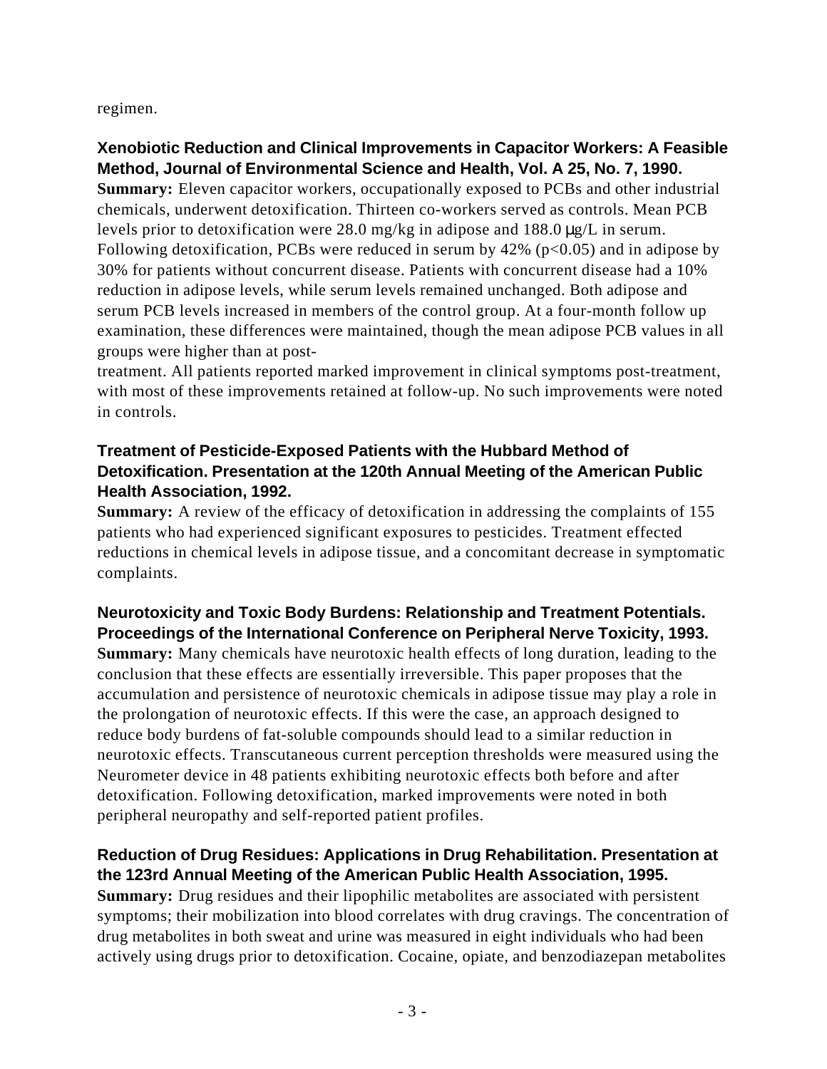regimen.

**Xenobiotic Reduction and Clinical Improvements in Capacitor Workers: A Feasible Method, Journal of Environmental Science and Health, Vol. A 25, No. 7, 1990.**

**Summary:** Eleven capacitor workers, occupationally exposed to PCBs and other industrial chemicals, underwent detoxification. Thirteen co-workers served as controls. Mean PCB levels prior to detoxification were 28.0 mg/kg in adipose and 188.0 μg/L in serum. Following detoxification, PCBs were reduced in serum by 42% ($p<0.05$) and in adipose by 30% for patients without concurrent disease. Patients with concurrent disease had a 10% reduction in adipose levels, while serum levels remained unchanged. Both adipose and serum PCB levels increased in members of the control group. At a four-month follow up examination, these differences were maintained, though the mean adipose PCB values in all groups were higher than at post-treatment. All patients reported marked improvement in clinical symptoms post-treatment, with most of these improvements retained at follow-up. No such improvements were noted in controls.

**Treatment of Pesticide-Exposed Patients with the Hubbard Method of Detoxification. Presentation at the 120th Annual Meeting of the American Public Health Association, 1992.**

**Summary:** A review of the efficacy of detoxification in addressing the complaints of 155 patients who had experienced significant exposures to pesticides. Treatment effected reductions in chemical levels in adipose tissue, and a concomitant decrease in symptomatic complaints.

**Neurotoxicity and Toxic Body Burdens: Relationship and Treatment Potentials. Proceedings of the International Conference on Peripheral Nerve Toxicity, 1993.**

**Summary:** Many chemicals have neurotoxic health effects of long duration, leading to the conclusion that these effects are essentially irreversible. This paper proposes that the accumulation and persistence of neurotoxic chemicals in adipose tissue may play a role in the prolongation of neurotoxic effects. If this were the case, an approach designed to reduce body burdens of fat-soluble compounds should lead to a similar reduction in neurotoxic effects. Transcutaneous current perception thresholds were measured using the Neurometer device in 48 patients exhibiting neurotoxic effects both before and after detoxification. Following detoxification, marked improvements were noted in both peripheral neuropathy and self-reported patient profiles.

**Reduction of Drug Residues: Applications in Drug Rehabilitation. Presentation at the 123rd Annual Meeting of the American Public Health Association, 1995.**

**Summary:** Drug residues and their lipophilic metabolites are associated with persistent symptoms; their mobilization into blood correlates with drug cravings. The concentration of drug metabolites in both sweat and urine was measured in eight individuals who had been actively using drugs prior to detoxification. Cocaine, opiate, and benzodiazepan metabolites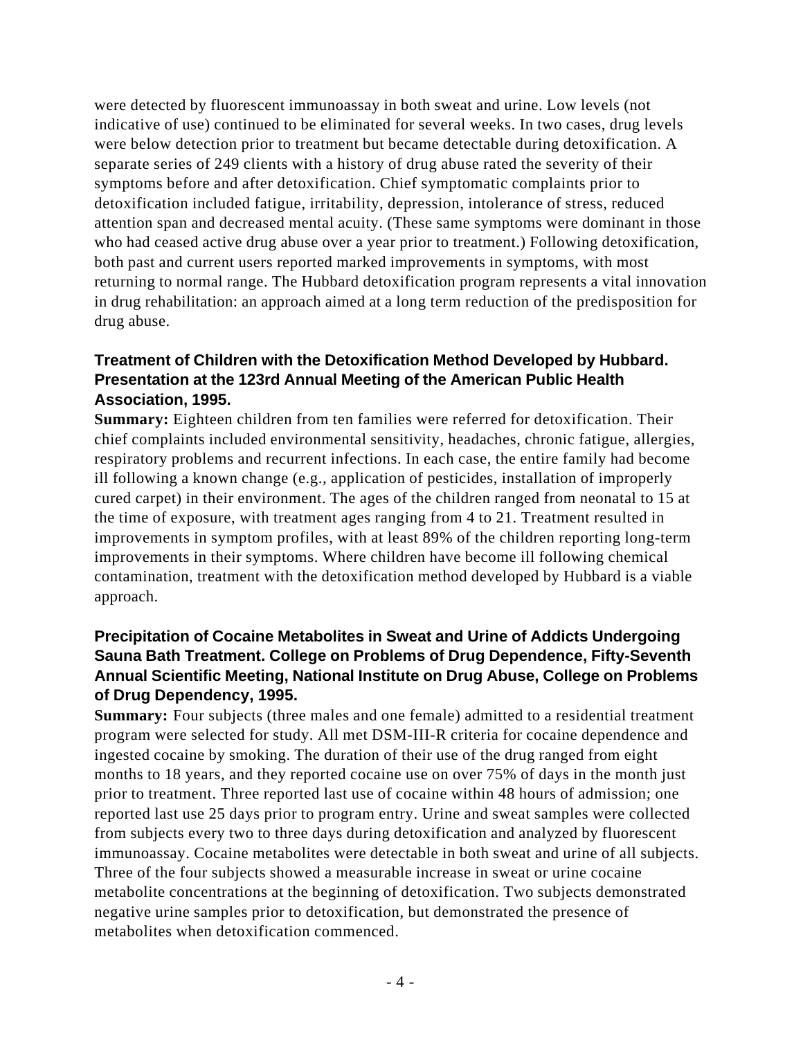were detected by fluorescent immunoassay in both sweat and urine. Low levels (not indicative of use) continued to be eliminated for several weeks. In two cases, drug levels were below detection prior to treatment but became detectable during detoxification. A separate series of 249 clients with a history of drug abuse rated the severity of their symptoms before and after detoxification. Chief symptomatic complaints prior to detoxification included fatigue, irritability, depression, intolerance of stress, reduced attention span and decreased mental acuity. (These same symptoms were dominant in those who had ceased active drug abuse over a year prior to treatment.) Following detoxification, both past and current users reported marked improvements in symptoms, with most returning to normal range. The Hubbard detoxification program represents a vital innovation in drug rehabilitation: an approach aimed at a long term reduction of the predisposition for drug abuse.

### Treatment of Children with the Detoxification Method Developed by Hubbard. Presentation at the 123rd Annual Meeting of the American Public Health Association, 1995.

**Summary:** Eighteen children from ten families were referred for detoxification. Their chief complaints included environmental sensitivity, headaches, chronic fatigue, allergies, respiratory problems and recurrent infections. In each case, the entire family had become ill following a known change (e.g., application of pesticides, installation of improperly cured carpet) in their environment. The ages of the children ranged from neonatal to 15 at the time of exposure, with treatment ages ranging from 4 to 21. Treatment resulted in improvements in symptom profiles, with at least 89% of the children reporting long-term improvements in their symptoms. Where children have become ill following chemical contamination, treatment with the detoxification method developed by Hubbard is a viable approach.

### Precipitation of Cocaine Metabolites in Sweat and Urine of Addicts Undergoing Sauna Bath Treatment. College on Problems of Drug Dependence, Fifty-Seventh Annual Scientific Meeting, National Institute on Drug Abuse, College on Problems of Drug Dependency, 1995.

**Summary:** Four subjects (three males and one female) admitted to a residential treatment program were selected for study. All met DSM-III-R criteria for cocaine dependence and ingested cocaine by smoking. The duration of their use of the drug ranged from eight months to 18 years, and they reported cocaine use on over 75% of days in the month just prior to treatment. Three reported last use of cocaine within 48 hours of admission; one reported last use 25 days prior to program entry. Urine and sweat samples were collected from subjects every two to three days during detoxification and analyzed by fluorescent immunoassay. Cocaine metabolites were detectable in both sweat and urine of all subjects. Three of the four subjects showed a measurable increase in sweat or urine cocaine metabolite concentrations at the beginning of detoxification. Two subjects demonstrated negative urine samples prior to detoxification, but demonstrated the presence of metabolites when detoxification commenced.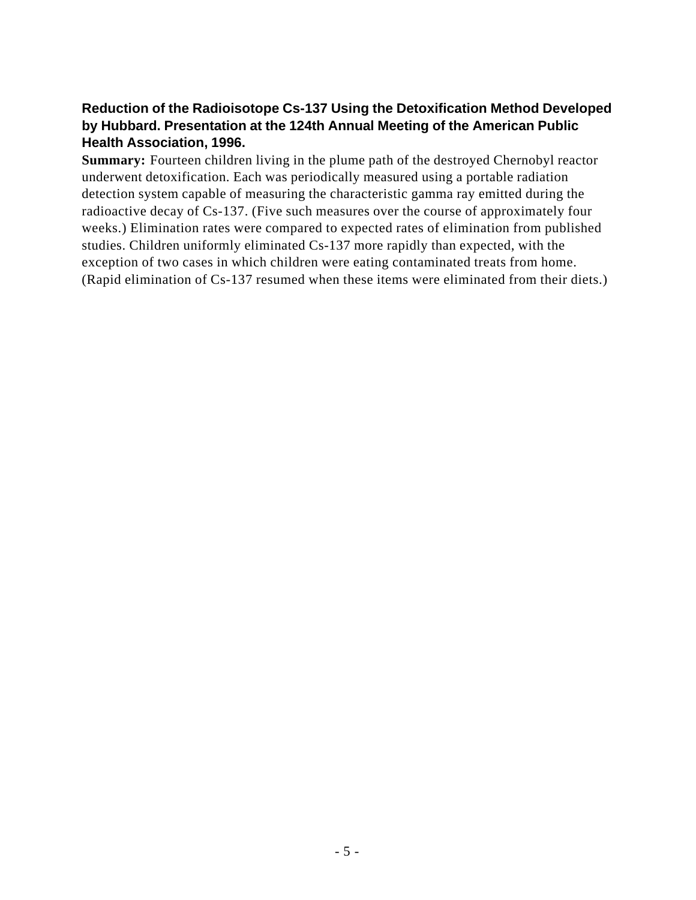### Reduction of the Radioisotope Cs-137 Using the Detoxification Method Developed by Hubbard. Presentation at the 124th Annual Meeting of the American Public Health Association, 1996.

**Summary:** Fourteen children living in the plume path of the destroyed Chernobyl reactor underwent detoxification. Each was periodically measured using a portable radiation detection system capable of measuring the characteristic gamma ray emitted during the radioactive decay of Cs-137. (Five such measures over the course of approximately four weeks.) Elimination rates were compared to expected rates of elimination from published studies. Children uniformly eliminated Cs-137 more rapidly than expected, with the exception of two cases in which children were eating contaminated treats from home. (Rapid elimination of Cs-137 resumed when these items were eliminated from their diets.)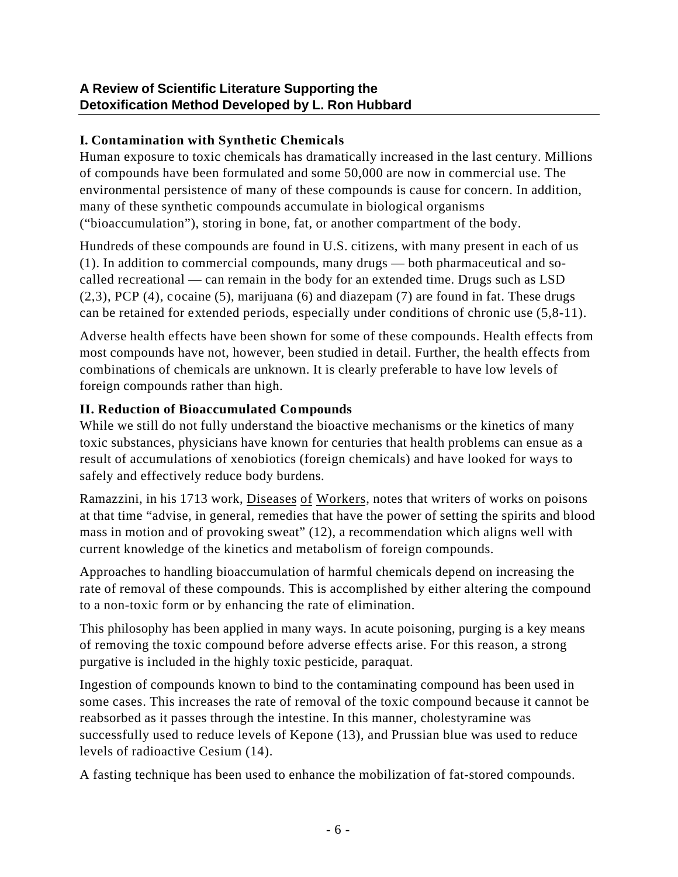## A Review of Scientific Literature Supporting the Detoxification Method Developed by L. Ron Hubbard

### I. Contamination with Synthetic Chemicals

Human exposure to toxic chemicals has dramatically increased in the last century. Millions of compounds have been formulated and some 50,000 are now in commercial use. The environmental persistence of many of these compounds is cause for concern. In addition, many of these synthetic compounds accumulate in biological organisms ("bioaccumulation"), storing in bone, fat, or another compartment of the body.

Hundreds of these compounds are found in U.S. citizens, with many present in each of us (1). In addition to commercial compounds, many drugs — both pharmaceutical and so-called recreational — can remain in the body for an extended time. Drugs such as LSD (2,3), PCP (4), cocaine (5), marijuana (6) and diazepam (7) are found in fat. These drugs can be retained for extended periods, especially under conditions of chronic use (5,8-11).

Adverse health effects have been shown for some of these compounds. Health effects from most compounds have not, however, been studied in detail. Further, the health effects from combinations of chemicals are unknown. It is clearly preferable to have low levels of foreign compounds rather than high.

### II. Reduction of Bioaccumulated Compounds

While we still do not fully understand the bioactive mechanisms or the kinetics of many toxic substances, physicians have known for centuries that health problems can ensue as a result of accumulations of xenobiotics (foreign chemicals) and have looked for ways to safely and effectively reduce body burdens.

Ramazzini, in his 1713 work, Diseases of Workers, notes that writers of works on poisons at that time "advise, in general, remedies that have the power of setting the spirits and blood mass in motion and of provoking sweat" (12), a recommendation which aligns well with current knowledge of the kinetics and metabolism of foreign compounds.

Approaches to handling bioaccumulation of harmful chemicals depend on increasing the rate of removal of these compounds. This is accomplished by either altering the compound to a non-toxic form or by enhancing the rate of elimination.

This philosophy has been applied in many ways. In acute poisoning, purging is a key means of removing the toxic compound before adverse effects arise. For this reason, a strong purgative is included in the highly toxic pesticide, paraquat.

Ingestion of compounds known to bind to the contaminating compound has been used in some cases. This increases the rate of removal of the toxic compound because it cannot be reabsorbed as it passes through the intestine. In this manner, cholestyramine was successfully used to reduce levels of Kepone (13), and Prussian blue was used to reduce levels of radioactive Cesium (14).

A fasting technique has been used to enhance the mobilization of fat-stored compounds.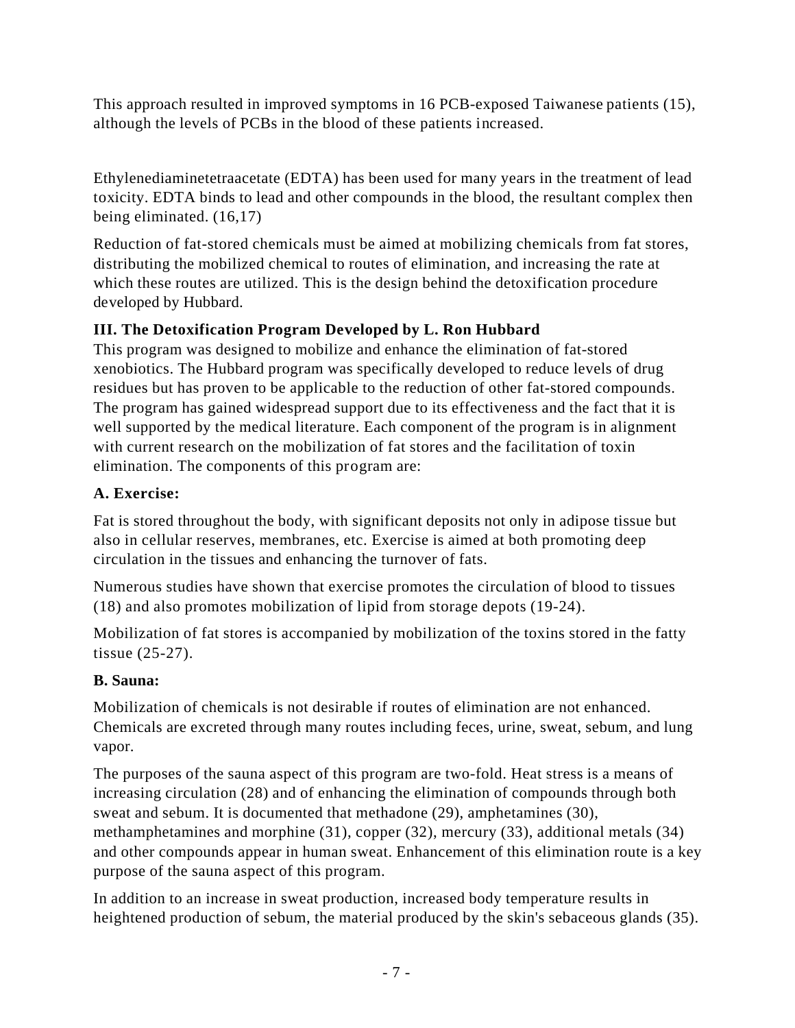This approach resulted in improved symptoms in 16 PCB-exposed Taiwanese patients (15), although the levels of PCBs in the blood of these patients increased.

Ethylenediaminetetraacetate (EDTA) has been used for many years in the treatment of lead toxicity. EDTA binds to lead and other compounds in the blood, the resultant complex then being eliminated. (16,17)

Reduction of fat-stored chemicals must be aimed at mobilizing chemicals from fat stores, distributing the mobilized chemical to routes of elimination, and increasing the rate at which these routes are utilized. This is the design behind the detoxification procedure developed by Hubbard.

### III. The Detoxification Program Developed by L. Ron Hubbard

This program was designed to mobilize and enhance the elimination of fat-stored xenobiotics. The Hubbard program was specifically developed to reduce levels of drug residues but has proven to be applicable to the reduction of other fat-stored compounds. The program has gained widespread support due to its effectiveness and the fact that it is well supported by the medical literature. Each component of the program is in alignment with current research on the mobilization of fat stores and the facilitation of toxin elimination. The components of this program are:

#### A. Exercise:

Fat is stored throughout the body, with significant deposits not only in adipose tissue but also in cellular reserves, membranes, etc. Exercise is aimed at both promoting deep circulation in the tissues and enhancing the turnover of fats.

Numerous studies have shown that exercise promotes the circulation of blood to tissues (18) and also promotes mobilization of lipid from storage depots (19-24).

Mobilization of fat stores is accompanied by mobilization of the toxins stored in the fatty tissue (25-27).

#### B. Sauna:

Mobilization of chemicals is not desirable if routes of elimination are not enhanced. Chemicals are excreted through many routes including feces, urine, sweat, sebum, and lung vapor.

The purposes of the sauna aspect of this program are two-fold. Heat stress is a means of increasing circulation (28) and of enhancing the elimination of compounds through both sweat and sebum. It is documented that methadone (29), amphetamines (30), methamphetamines and morphine (31), copper (32), mercury (33), additional metals (34) and other compounds appear in human sweat. Enhancement of this elimination route is a key purpose of the sauna aspect of this program.

In addition to an increase in sweat production, increased body temperature results in heightened production of sebum, the material produced by the skin's sebaceous glands (35).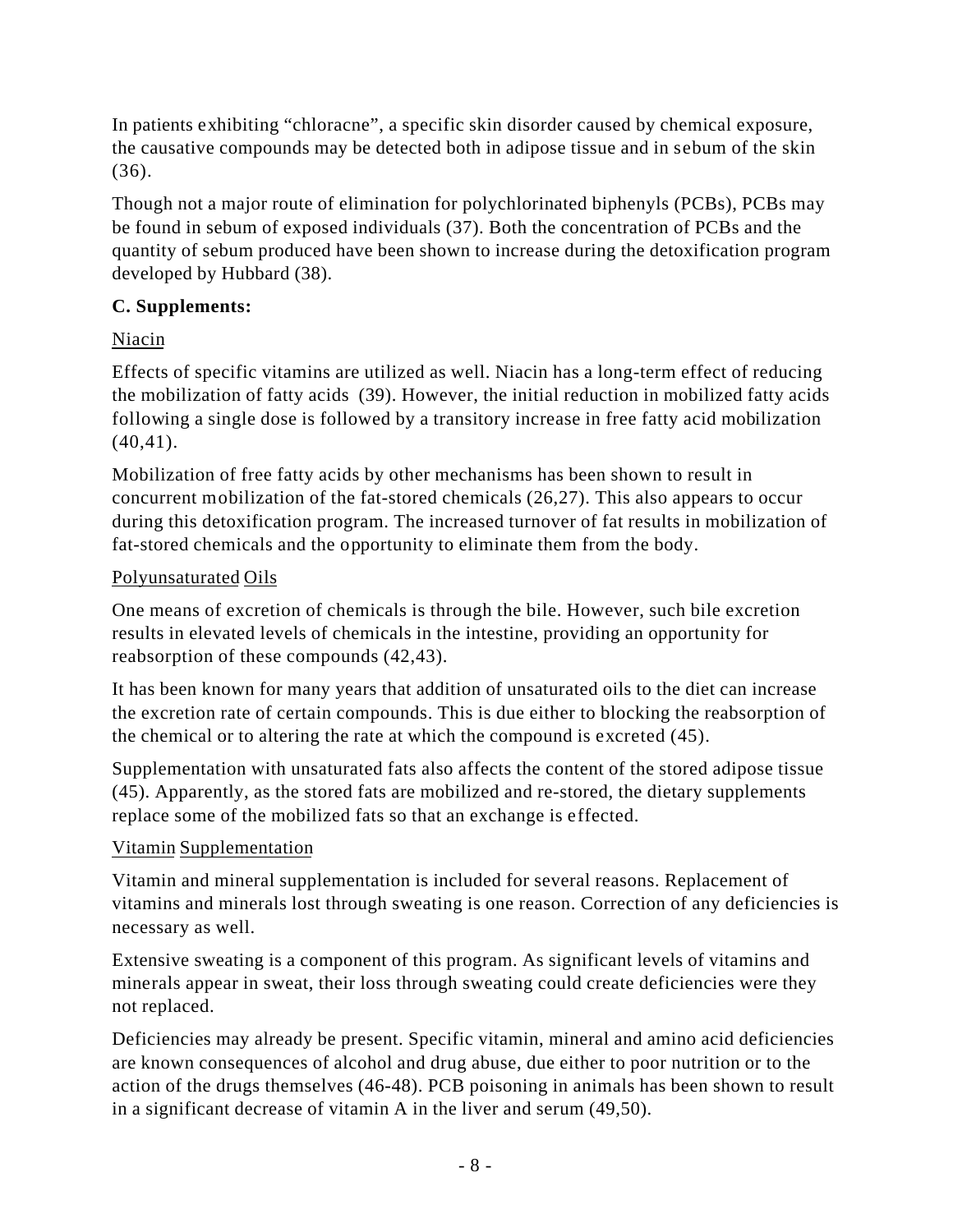In patients exhibiting “chloracne”, a specific skin disorder caused by chemical exposure, the causative compounds may be detected both in adipose tissue and in sebum of the skin (36).

Though not a major route of elimination for polychlorinated biphenyls (PCBs), PCBs may be found in sebum of exposed individuals (37). Both the concentration of PCBs and the quantity of sebum produced have been shown to increase during the detoxification program developed by Hubbard (38).

**C. Supplements:**

<u>Niacin</u>

Effects of specific vitamins are utilized as well. Niacin has a long-term effect of reducing the mobilization of fatty acids (39). However, the initial reduction in mobilized fatty acids following a single dose is followed by a transitory increase in free fatty acid mobilization (40,41).

Mobilization of free fatty acids by other mechanisms has been shown to result in concurrent mobilization of the fat-stored chemicals (26,27). This also appears to occur during this detoxification program. The increased turnover of fat results in mobilization of fat-stored chemicals and the opportunity to eliminate them from the body.

<u>Polyunsaturated Oils</u>

One means of excretion of chemicals is through the bile. However, such bile excretion results in elevated levels of chemicals in the intestine, providing an opportunity for reabsorption of these compounds (42,43).

It has been known for many years that addition of unsaturated oils to the diet can increase the excretion rate of certain compounds. This is due either to blocking the reabsorption of the chemical or to altering the rate at which the compound is excreted (45).

Supplementation with unsaturated fats also affects the content of the stored adipose tissue (45). Apparently, as the stored fats are mobilized and re-stored, the dietary supplements replace some of the mobilized fats so that an exchange is effected.

<u>Vitamin Supplementation</u>

Vitamin and mineral supplementation is included for several reasons. Replacement of vitamins and minerals lost through sweating is one reason. Correction of any deficiencies is necessary as well.

Extensive sweating is a component of this program. As significant levels of vitamins and minerals appear in sweat, their loss through sweating could create deficiencies were they not replaced.

Deficiencies may already be present. Specific vitamin, mineral and amino acid deficiencies are known consequences of alcohol and drug abuse, due either to poor nutrition or to the action of the drugs themselves (46-48). PCB poisoning in animals has been shown to result in a significant decrease of vitamin A in the liver and serum (49,50).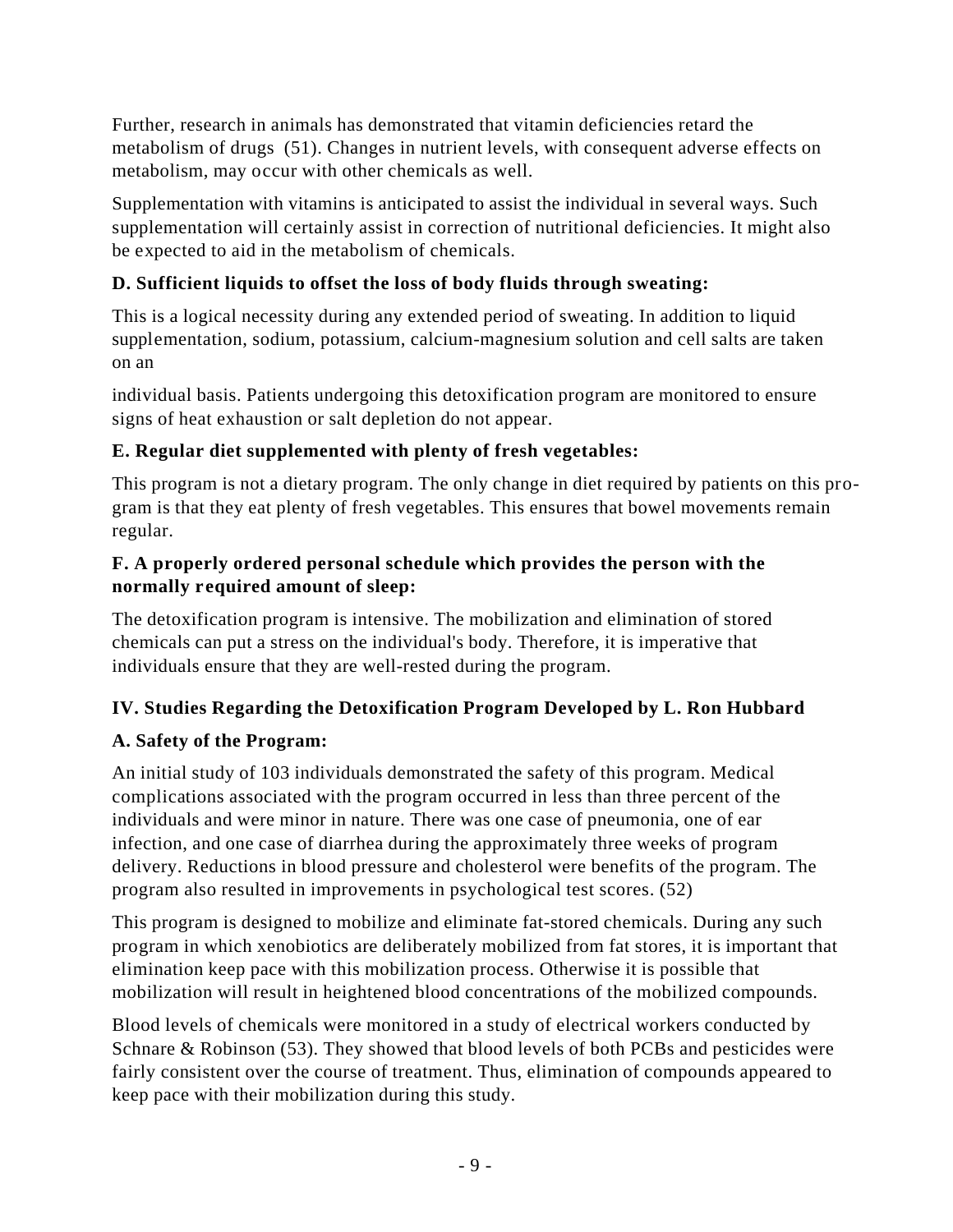Further, research in animals has demonstrated that vitamin deficiencies retard the metabolism of drugs (51). Changes in nutrient levels, with consequent adverse effects on metabolism, may occur with other chemicals as well.

Supplementation with vitamins is anticipated to assist the individual in several ways. Such supplementation will certainly assist in correction of nutritional deficiencies. It might also be expected to aid in the metabolism of chemicals.

**D. Sufficient liquids to offset the loss of body fluids through sweating:**

This is a logical necessity during any extended period of sweating. In addition to liquid supplementation, sodium, potassium, calcium-magnesium solution and cell salts are taken on an individual basis. Patients undergoing this detoxification program are monitored to ensure signs of heat exhaustion or salt depletion do not appear.

**E. Regular diet supplemented with plenty of fresh vegetables:**

This program is not a dietary program. The only change in diet required by patients on this program is that they eat plenty of fresh vegetables. This ensures that bowel movements remain regular.

**F. A properly ordered personal schedule which provides the person with the normally required amount of sleep:**

The detoxification program is intensive. The mobilization and elimination of stored chemicals can put a stress on the individual's body. Therefore, it is imperative that individuals ensure that they are well-rested during the program.

## IV. Studies Regarding the Detoxification Program Developed by L. Ron Hubbard

**A. Safety of the Program:**

An initial study of 103 individuals demonstrated the safety of this program. Medical complications associated with the program occurred in less than three percent of the individuals and were minor in nature. There was one case of pneumonia, one of ear infection, and one case of diarrhea during the approximately three weeks of program delivery. Reductions in blood pressure and cholesterol were benefits of the program. The program also resulted in improvements in psychological test scores. (52)

This program is designed to mobilize and eliminate fat-stored chemicals. During any such program in which xenobiotics are deliberately mobilized from fat stores, it is important that elimination keep pace with this mobilization process. Otherwise it is possible that mobilization will result in heightened blood concentrations of the mobilized compounds.

Blood levels of chemicals were monitored in a study of electrical workers conducted by Schnare & Robinson (53). They showed that blood levels of both PCBs and pesticides were fairly consistent over the course of treatment. Thus, elimination of compounds appeared to keep pace with their mobilization during this study.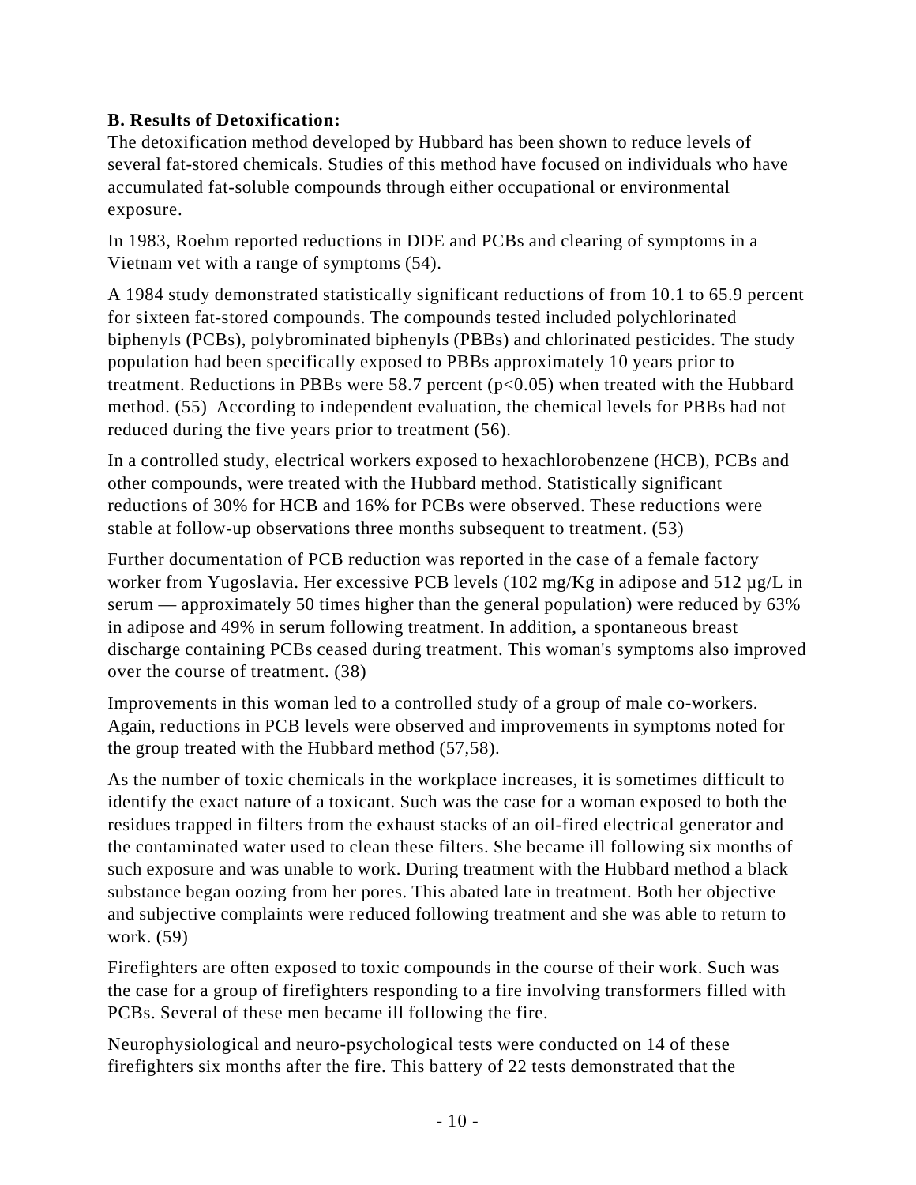**B. Results of Detoxification:**

The detoxification method developed by Hubbard has been shown to reduce levels of several fat-stored chemicals. Studies of this method have focused on individuals who have accumulated fat-soluble compounds through either occupational or environmental exposure.

In 1983, Roehm reported reductions in DDE and PCBs and clearing of symptoms in a Vietnam vet with a range of symptoms (54).

A 1984 study demonstrated statistically significant reductions of from 10.1 to 65.9 percent for sixteen fat-stored compounds. The compounds tested included polychlorinated biphenyls (PCBs), polybrominated biphenyls (PBBs) and chlorinated pesticides. The study population had been specifically exposed to PBBs approximately 10 years prior to treatment. Reductions in PBBs were 58.7 percent ($p<0.05$) when treated with the Hubbard method. (55) According to independent evaluation, the chemical levels for PBBs had not reduced during the five years prior to treatment (56).

In a controlled study, electrical workers exposed to hexachlorobenzene (HCB), PCBs and other compounds, were treated with the Hubbard method. Statistically significant reductions of 30% for HCB and 16% for PCBs were observed. These reductions were stable at follow-up observations three months subsequent to treatment. (53)

Further documentation of PCB reduction was reported in the case of a female factory worker from Yugoslavia. Her excessive PCB levels (102 mg/Kg in adipose and 512 µg/L in serum — approximately 50 times higher than the general population) were reduced by 63% in adipose and 49% in serum following treatment. In addition, a spontaneous breast discharge containing PCBs ceased during treatment. This woman's symptoms also improved over the course of treatment. (38)

Improvements in this woman led to a controlled study of a group of male co-workers. Again, reductions in PCB levels were observed and improvements in symptoms noted for the group treated with the Hubbard method (57,58).

As the number of toxic chemicals in the workplace increases, it is sometimes difficult to identify the exact nature of a toxicant. Such was the case for a woman exposed to both the residues trapped in filters from the exhaust stacks of an oil-fired electrical generator and the contaminated water used to clean these filters. She became ill following six months of such exposure and was unable to work. During treatment with the Hubbard method a black substance began oozing from her pores. This abated late in treatment. Both her objective and subjective complaints were reduced following treatment and she was able to return to work. (59)

Firefighters are often exposed to toxic compounds in the course of their work. Such was the case for a group of firefighters responding to a fire involving transformers filled with PCBs. Several of these men became ill following the fire.

Neurophysiological and neuro-psychological tests were conducted on 14 of these firefighters six months after the fire. This battery of 22 tests demonstrated that the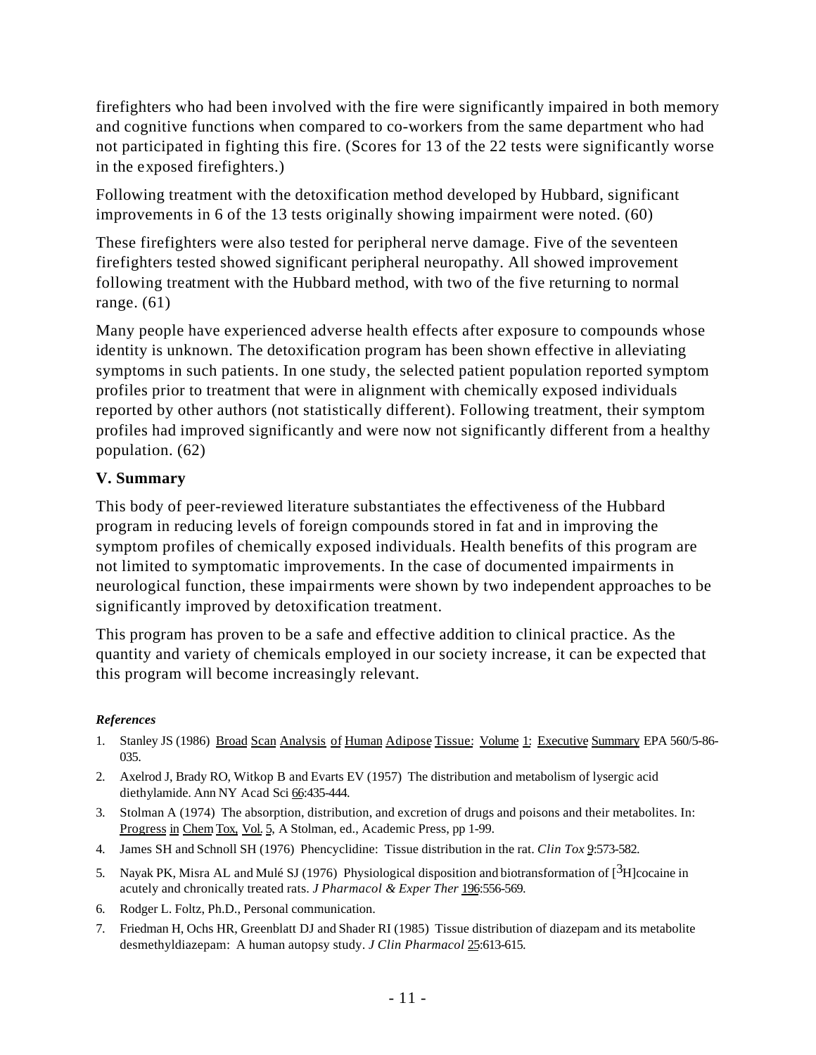firefighters who had been involved with the fire were significantly impaired in both memory and cognitive functions when compared to co-workers from the same department who had not participated in fighting this fire. (Scores for 13 of the 22 tests were significantly worse in the exposed firefighters.)

Following treatment with the detoxification method developed by Hubbard, significant improvements in 6 of the 13 tests originally showing impairment were noted. (60)

These firefighters were also tested for peripheral nerve damage. Five of the seventeen firefighters tested showed significant peripheral neuropathy. All showed improvement following treatment with the Hubbard method, with two of the five returning to normal range. (61)

Many people have experienced adverse health effects after exposure to compounds whose identity is unknown. The detoxification program has been shown effective in alleviating symptoms in such patients. In one study, the selected patient population reported symptom profiles prior to treatment that were in alignment with chemically exposed individuals reported by other authors (not statistically different). Following treatment, their symptom profiles had improved significantly and were now not significantly different from a healthy population. (62)

## V. Summary

This body of peer-reviewed literature substantiates the effectiveness of the Hubbard program in reducing levels of foreign compounds stored in fat and in improving the symptom profiles of chemically exposed individuals. Health benefits of this program are not limited to symptomatic improvements. In the case of documented impairments in neurological function, these impairments were shown by two independent approaches to be significantly improved by detoxification treatment.

This program has proven to be a safe and effective addition to clinical practice. As the quantity and variety of chemicals employed in our society increase, it can be expected that this program will become increasingly relevant.

***References***

1. Stanley JS (1986) Broad Scan Analysis of Human Adipose Tissue: Volume 1: Executive Summary EPA 560/5-86-035.
2. Axelrod J, Brady RO, Witkop B and Evarts EV (1957) The distribution and metabolism of lysergic acid diethylamide. Ann NY Acad Sci 66:435-444.
3. Stolman A (1974) The absorption, distribution, and excretion of drugs and poisons and their metabolites. In: Progress in Chem Tox, Vol. 5, A Stolman, ed., Academic Press, pp 1-99.
4. James SH and Schnoll SH (1976) Phencyclidine: Tissue distribution in the rat. *Clin Tox* 9:573-582.
5. Nayak PK, Misra AL and Mulé SJ (1976) Physiological disposition and biotransformation of [$^{3}$H]cocaine in acutely and chronically treated rats. *J Pharmacol & Exper Ther* 196:556-569.
6. Rodger L. Foltz, Ph.D., Personal communication.
7. Friedman H, Ochs HR, Greenblatt DJ and Shader RI (1985) Tissue distribution of diazepam and its metabolite desmethyldiazepam: A human autopsy study. *J Clin Pharmacol* 25:613-615.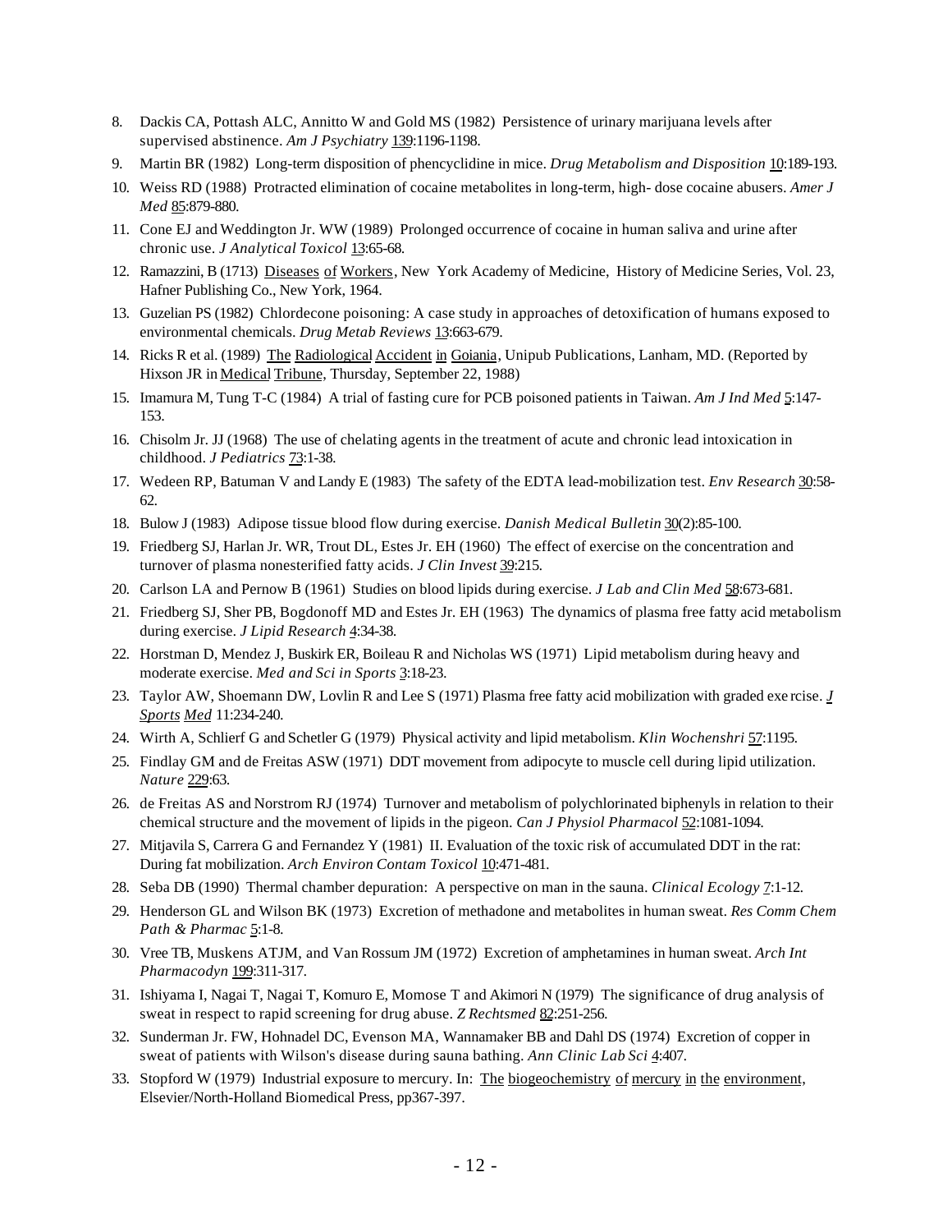8. Dackis CA, Pottash ALC, Annitto W and Gold MS (1982) Persistence of urinary marijuana levels after supervised abstinence. *Am J Psychiatry* 139:1196-1198.
9. Martin BR (1982) Long-term disposition of phencyclidine in mice. *Drug Metabolism and Disposition* 10:189-193.
10. Weiss RD (1988) Protracted elimination of cocaine metabolites in long-term, high- dose cocaine abusers. *Amer J Med* 85:879-880.
11. Cone EJ and Weddington Jr. WW (1989) Prolonged occurrence of cocaine in human saliva and urine after chronic use. *J Analytical Toxicol* 13:65-68.
12. Ramazzini, B (1713) Diseases of Workers, New York Academy of Medicine, History of Medicine Series, Vol. 23, Hafner Publishing Co., New York, 1964.
13. Guzelian PS (1982) Chlordecone poisoning: A case study in approaches of detoxification of humans exposed to environmental chemicals. *Drug Metab Reviews* 13:663-679.
14. Ricks R et al. (1989) The Radiological Accident in Goiania, Unipub Publications, Lanham, MD. (Reported by Hixson JR in Medical Tribune, Thursday, September 22, 1988)
15. Imamura M, Tung T-C (1984) A trial of fasting cure for PCB poisoned patients in Taiwan. *Am J Ind Med* 5:147-153.
16. Chisolm Jr. JJ (1968) The use of chelating agents in the treatment of acute and chronic lead intoxication in childhood. *J Pediatrics* 73:1-38.
17. Wedeen RP, Batuman V and Landy E (1983) The safety of the EDTA lead-mobilization test. *Env Research* 30:58-62.
18. Bulow J (1983) Adipose tissue blood flow during exercise. *Danish Medical Bulletin* 30(2):85-100.
19. Friedberg SJ, Harlan Jr. WR, Trout DL, Estes Jr. EH (1960) The effect of exercise on the concentration and turnover of plasma nonesterified fatty acids. *J Clin Invest* 39:215.
20. Carlson LA and Pernow B (1961) Studies on blood lipids during exercise. *J Lab and Clin Med* 58:673-681.
21. Friedberg SJ, Sher PB, Bogdonoff MD and Estes Jr. EH (1963) The dynamics of plasma free fatty acid metabolism during exercise. *J Lipid Research* 4:34-38.
22. Horstman D, Mendez J, Buskirk ER, Boileau R and Nicholas WS (1971) Lipid metabolism during heavy and moderate exercise. *Med and Sci in Sports* 3:18-23.
23. Taylor AW, Shoemann DW, Lovlin R and Lee S (1971) Plasma free fatty acid mobilization with graded exe rcise. *J Sports Med* 11:234-240.
24. Wirth A, Schlierf G and Schetler G (1979) Physical activity and lipid metabolism. *Klin Wochenshri* 57:1195.
25. Findlay GM and de Freitas ASW (1971) DDT movement from adipocyte to muscle cell during lipid utilization. *Nature* 229:63.
26. de Freitas AS and Norstrom RJ (1974) Turnover and metabolism of polychlorinated biphenyls in relation to their chemical structure and the movement of lipids in the pigeon. *Can J Physiol Pharmacol* 52:1081-1094.
27. Mitjavila S, Carrera G and Fernandez Y (1981) II. Evaluation of the toxic risk of accumulated DDT in the rat: During fat mobilization. *Arch Environ Contam Toxicol* 10:471-481.
28. Seba DB (1990) Thermal chamber depuration: A perspective on man in the sauna. *Clinical Ecology* 7:1-12.
29. Henderson GL and Wilson BK (1973) Excretion of methadone and metabolites in human sweat. *Res Comm Chem Path & Pharmac* 5:1-8.
30. Vree TB, Muskens ATJM, and Van Rossum JM (1972) Excretion of amphetamines in human sweat. *Arch Int Pharmacodyn* 199:311-317.
31. Ishiyama I, Nagai T, Nagai T, Komuro E, Momose T and Akimori N (1979) The significance of drug analysis of sweat in respect to rapid screening for drug abuse. *Z Rechtsmed* 82:251-256.
32. Sunderman Jr. FW, Hohnadel DC, Evenson MA, Wannamaker BB and Dahl DS (1974) Excretion of copper in sweat of patients with Wilson's disease during sauna bathing. *Ann Clinic Lab Sci* 4:407.
33. Stopford W (1979) Industrial exposure to mercury. In: The biogeochemistry of mercury in the environment, Elsevier/North-Holland Biomedical Press, pp367-397.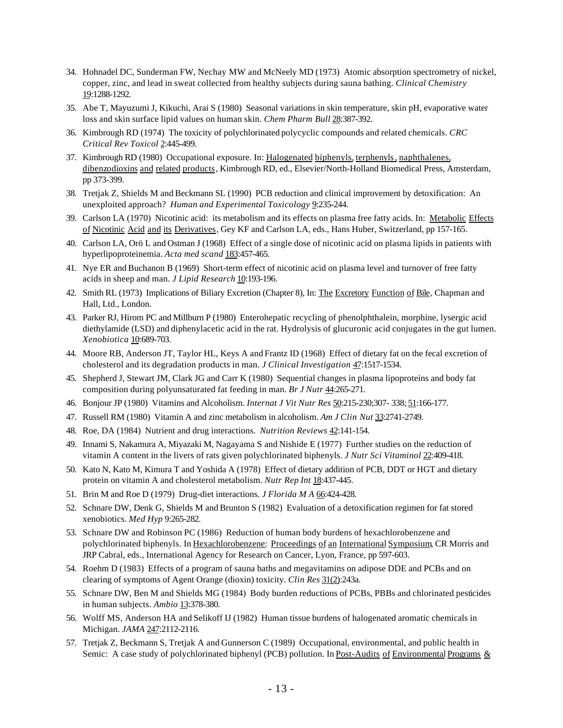34. Hohnadel DC, Sunderman FW, Nechay MW and McNeely MD (1973) Atomic absorption spectrometry of nickel, copper, zinc, and lead in sweat collected from healthy subjects during sauna bathing. *Clinical Chemistry* 19:1288-1292.

35. Abe T, Mayuzumi J, Kikuchi, Arai S (1980) Seasonal variations in skin temperature, skin pH, evaporative water loss and skin surface lipid values on human skin. *Chem Pharm Bull* 28:387-392.

36. Kimbrough RD (1974) The toxicity of polychlorinated polycyclic compounds and related chemicals. *CRC Critical Rev Toxicol* 2:445-499.

37. Kimbrough RD (1980) Occupational exposure. In: Halogenated biphenyls, terphenyls, naphthalenes, dibenzodioxins and related products, Kimbrough RD, ed., Elsevier/North-Holland Biomedical Press, Amsterdam, pp 373-399.

38. Tretjak Z, Shields M and Beckmann SL (1990) PCB reduction and clinical improvement by detoxification: An unexploited approach? *Human and Experimental Toxicology* 9:235-244.

39. Carlson LA (1970) Nicotinic acid: its metabolism and its effects on plasma free fatty acids. In: Metabolic Effects of Nicotinic Acid and its Derivatives, Gey KF and Carlson LA, eds., Hans Huber, Switzerland, pp 157-165.

40. Carlson LA, Orö L and Ostman J (1968) Effect of a single dose of nicotinic acid on plasma lipids in patients with hyperlipoproteinemia. *Acta med scand* 183:457-465.

41. Nye ER and Buchanon B (1969) Short-term effect of nicotinic acid on plasma level and turnover of free fatty acids in sheep and man. *J Lipid Research* 10:193-196.

42. Smith RL (1973) Implications of Biliary Excretion (Chapter 8), In: The Excretory Function of Bile, Chapman and Hall, Ltd., London.

43. Parker RJ, Hirom PC and Millburn P (1980) Enterohepatic recycling of phenolphthalein, morphine, lysergic acid diethylamide (LSD) and diphenylacetic acid in the rat. Hydrolysis of glucuronic acid conjugates in the gut lumen. *Xenobiotica* 10:689-703.

44. Moore RB, Anderson JT, Taylor HL, Keys A and Frantz ID (1968) Effect of dietary fat on the fecal excretion of cholesterol and its degradation products in man. *J Clinical Investigation* 47:1517-1534.

45. Shepherd J, Stewart JM, Clark JG and Carr K (1980) Sequential changes in plasma lipoproteins and body fat composition during polyunsaturated fat feeding in man. *Br J Nutr* 44:265-271.

46. Bonjour JP (1980) Vitamins and Alcoholism. *Internat J Vit Nutr Res* 50:215-230;307- 338; 51:166-177.

47. Russell RM (1980) Vitamin A and zinc metabolism in alcoholism. *Am J Clin Nut* 33:2741-2749.

48. Roe, DA (1984) Nutrient and drug interactions. *Nutrition Reviews* 42:141-154.

49. Innami S, Nakamura A, Miyazaki M, Nagayama S and Nishide E (1977) Further studies on the reduction of vitamin A content in the livers of rats given polychlorinated biphenyls. *J Nutr Sci Vitaminol* 22:409-418.

50. Kato N, Kato M, Kimura T and Yoshida A (1978) Effect of dietary addition of PCB, DDT or HGT and dietary protein on vitamin A and cholesterol metabolism. *Nutr Rep Int* 18:437-445.

51. Brin M and Roe D (1979) Drug-diet interactions. *J Florida M A* 66:424-428.

52. Schnare DW, Denk G, Shields M and Brunton S (1982) Evaluation of a detoxification regimen for fat stored xenobiotics. *Med Hyp* 9:265-282.

53. Schnare DW and Robinson PC (1986) Reduction of human body burdens of hexachlorobenzene and polychlorinated biphenyls. In Hexachlorobenzene: Proceedings of an International Symposium, CR Morris and JRP Cabral, eds., International Agency for Research on Cancer, Lyon, France, pp 597-603.

54. Roehm D (1983) Effects of a program of sauna baths and megavitamins on adipose DDE and PCBs and on clearing of symptoms of Agent Orange (dioxin) toxicity. *Clin Res* 31(2):243a.

55. Schnare DW, Ben M and Shields MG (1984) Body burden reductions of PCBs, PBBs and chlorinated pesticides in human subjects. *Ambio* 13:378-380.

56. Wolff MS, Anderson HA and Selikoff IJ (1982) Human tissue burdens of halogenated aromatic chemicals in Michigan. *JAMA* 247:2112-2116.

57. Tretjak Z, Beckmann S, Tretjak A and Gunnerson C (1989) Occupational, environmental, and public health in Semic: A case study of polychlorinated biphenyl (PCB) pollution. In Post-Audits of Environmental Programs &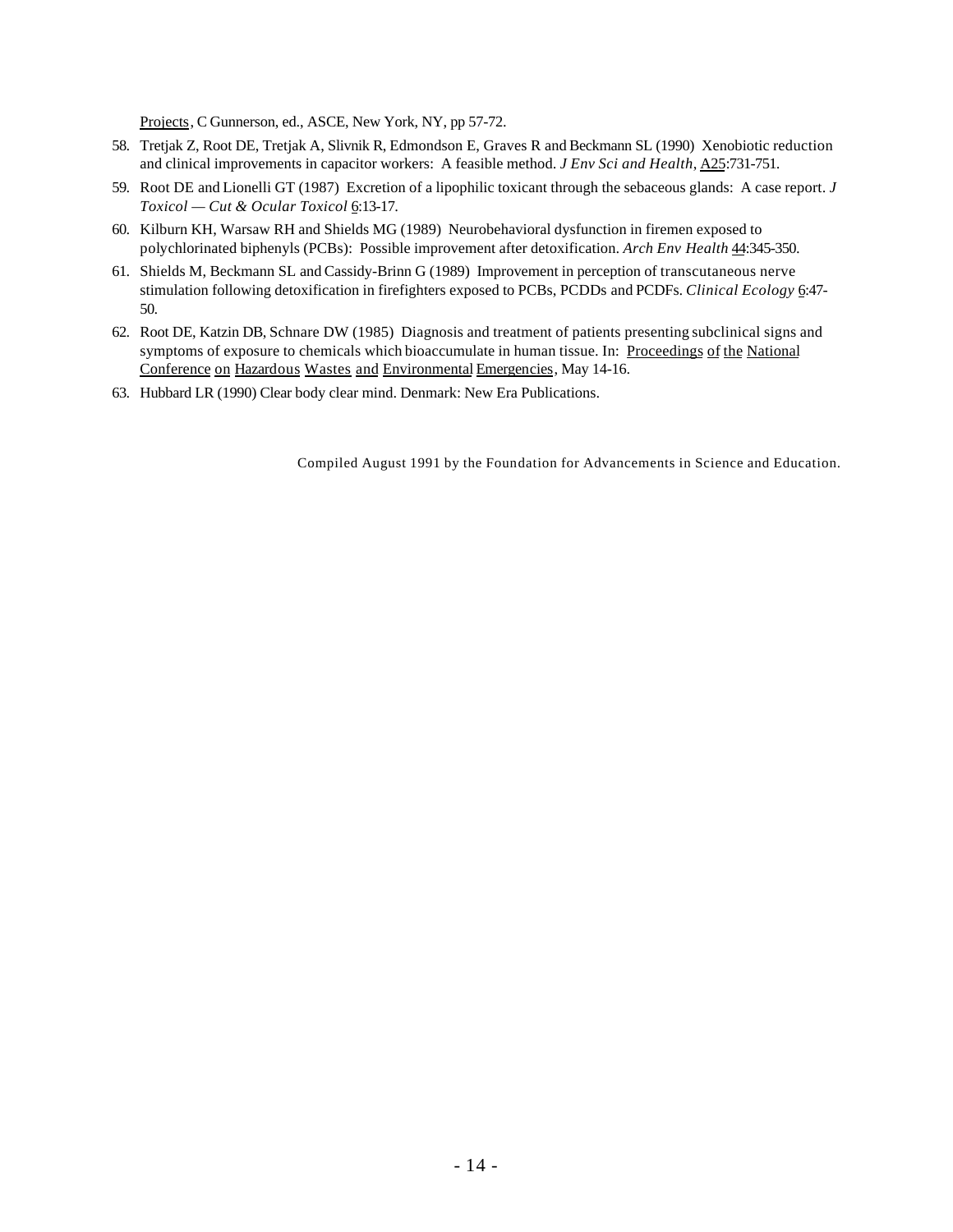Projects, C Gunnerson, ed., ASCE, New York, NY, pp 57-72.

58. Tretjak Z, Root DE, Tretjak A, Slivnik R, Edmondson E, Graves R and Beckmann SL (1990) Xenobiotic reduction and clinical improvements in capacitor workers: A feasible method. *J Env Sci and Health*, A25:731-751.
59. Root DE and Lionelli GT (1987) Excretion of a lipophilic toxicant through the sebaceous glands: A case report. *J Toxicol — Cut & Ocular Toxicol* 6:13-17.
60. Kilburn KH, Warsaw RH and Shields MG (1989) Neurobehavioral dysfunction in firemen exposed to polychlorinated biphenyls (PCBs): Possible improvement after detoxification. *Arch Env Health* 44:345-350.
61. Shields M, Beckmann SL and Cassidy-Brinn G (1989) Improvement in perception of transcutaneous nerve stimulation following detoxification in firefighters exposed to PCBs, PCDDs and PCDFs. *Clinical Ecology* 6:47-50.
62. Root DE, Katzin DB, Schnare DW (1985) Diagnosis and treatment of patients presenting subclinical signs and symptoms of exposure to chemicals which bioaccumulate in human tissue. In: Proceedings of the National Conference on Hazardous Wastes and Environmental Emergencies, May 14-16.
63. Hubbard LR (1990) Clear body clear mind. Denmark: New Era Publications.

Compiled August 1991 by the Foundation for Advancements in Science and Education.